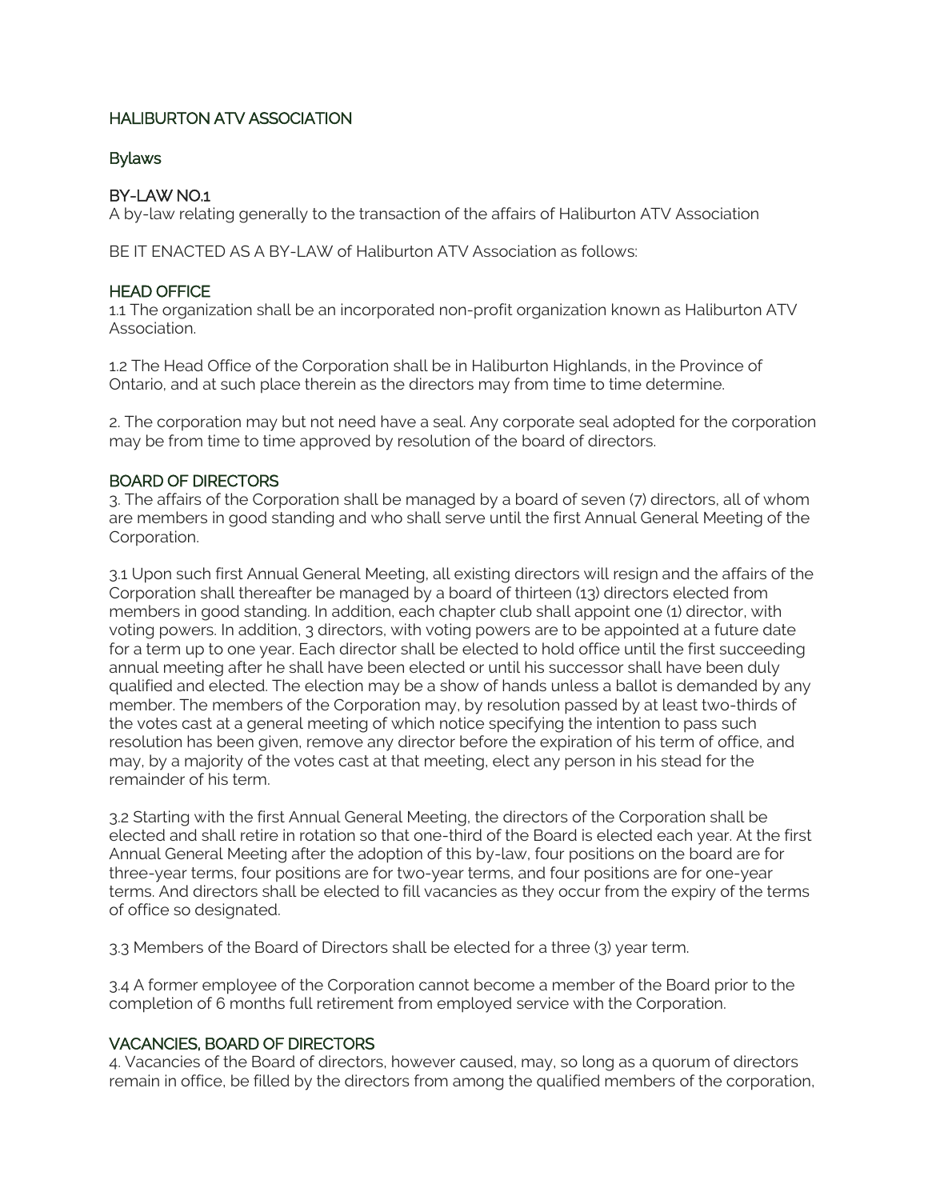# HALIBURTON ATV ASSOCIATION

## Bylaws

### BY-LAW NO.1

A by-law relating generally to the transaction of the affairs of Haliburton ATV Association

BE IT ENACTED AS A BY-LAW of Haliburton ATV Association as follows:

### HEAD OFFICE

1.1 The organization shall be an incorporated non-profit organization known as Haliburton ATV Association.

1.2 The Head Office of the Corporation shall be in Haliburton Highlands, in the Province of Ontario, and at such place therein as the directors may from time to time determine.

2. The corporation may but not need have a seal. Any corporate seal adopted for the corporation may be from time to time approved by resolution of the board of directors.

### BOARD OF DIRECTORS

3. The affairs of the Corporation shall be managed by a board of seven (7) directors, all of whom are members in good standing and who shall serve until the first Annual General Meeting of the Corporation.

3.1 Upon such first Annual General Meeting, all existing directors will resign and the affairs of the Corporation shall thereafter be managed by a board of thirteen (13) directors elected from members in good standing. In addition, each chapter club shall appoint one (1) director, with voting powers. In addition, 3 directors, with voting powers are to be appointed at a future date for a term up to one year. Each director shall be elected to hold office until the first succeeding annual meeting after he shall have been elected or until his successor shall have been duly qualified and elected. The election may be a show of hands unless a ballot is demanded by any member. The members of the Corporation may, by resolution passed by at least two-thirds of the votes cast at a general meeting of which notice specifying the intention to pass such resolution has been given, remove any director before the expiration of his term of office, and may, by a majority of the votes cast at that meeting, elect any person in his stead for the remainder of his term.

3.2 Starting with the first Annual General Meeting, the directors of the Corporation shall be elected and shall retire in rotation so that one-third of the Board is elected each year. At the first Annual General Meeting after the adoption of this by-law, four positions on the board are for three-year terms, four positions are for two-year terms, and four positions are for one-year terms. And directors shall be elected to fill vacancies as they occur from the expiry of the terms of office so designated.

3.3 Members of the Board of Directors shall be elected for a three (3) year term.

3.4 A former employee of the Corporation cannot become a member of the Board prior to the completion of 6 months full retirement from employed service with the Corporation.

### VACANCIES, BOARD OF DIRECTORS

4. Vacancies of the Board of directors, however caused, may, so long as a quorum of directors remain in office, be filled by the directors from among the qualified members of the corporation,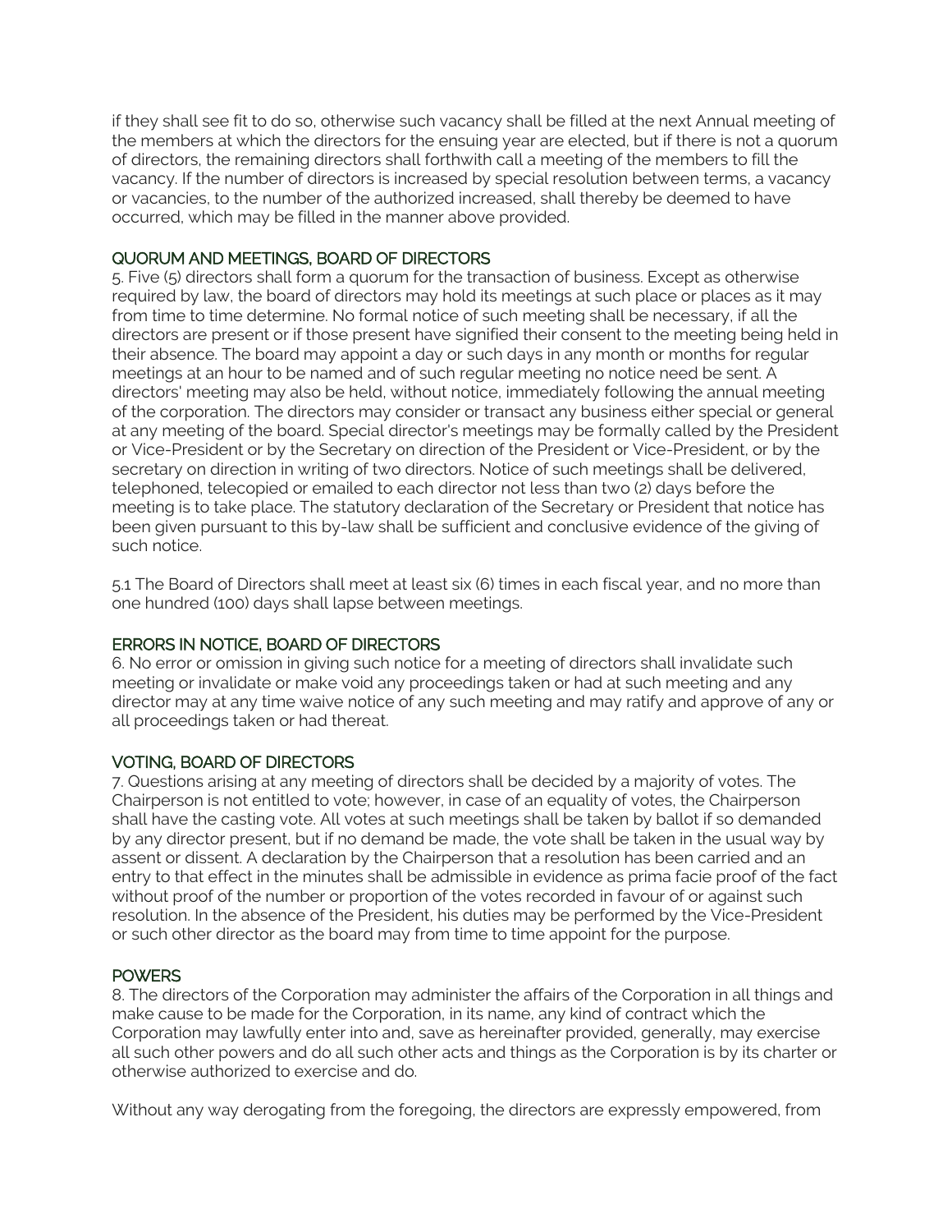if they shall see fit to do so, otherwise such vacancy shall be filled at the next Annual meeting of the members at which the directors for the ensuing year are elected, but if there is not a quorum of directors, the remaining directors shall forthwith call a meeting of the members to fill the vacancy. If the number of directors is increased by special resolution between terms, a vacancy or vacancies, to the number of the authorized increased, shall thereby be deemed to have occurred, which may be filled in the manner above provided.

## QUORUM AND MEETINGS, BOARD OF DIRECTORS

5. Five (5) directors shall form a quorum for the transaction of business. Except as otherwise required by law, the board of directors may hold its meetings at such place or places as it may from time to time determine. No formal notice of such meeting shall be necessary, if all the directors are present or if those present have signified their consent to the meeting being held in their absence. The board may appoint a day or such days in any month or months for regular meetings at an hour to be named and of such regular meeting no notice need be sent. A directors' meeting may also be held, without notice, immediately following the annual meeting of the corporation. The directors may consider or transact any business either special or general at any meeting of the board. Special director's meetings may be formally called by the President or Vice-President or by the Secretary on direction of the President or Vice-President, or by the secretary on direction in writing of two directors. Notice of such meetings shall be delivered, telephoned, telecopied or emailed to each director not less than two (2) days before the meeting is to take place. The statutory declaration of the Secretary or President that notice has been given pursuant to this by-law shall be sufficient and conclusive evidence of the giving of such notice.

5.1 The Board of Directors shall meet at least six (6) times in each fiscal year, and no more than one hundred (100) days shall lapse between meetings.

## ERRORS IN NOTICE, BOARD OF DIRECTORS

6. No error or omission in giving such notice for a meeting of directors shall invalidate such meeting or invalidate or make void any proceedings taken or had at such meeting and any director may at any time waive notice of any such meeting and may ratify and approve of any or all proceedings taken or had thereat.

## VOTING, BOARD OF DIRECTORS

7. Questions arising at any meeting of directors shall be decided by a majority of votes. The Chairperson is not entitled to vote; however, in case of an equality of votes, the Chairperson shall have the casting vote. All votes at such meetings shall be taken by ballot if so demanded by any director present, but if no demand be made, the vote shall be taken in the usual way by assent or dissent. A declaration by the Chairperson that a resolution has been carried and an entry to that effect in the minutes shall be admissible in evidence as prima facie proof of the fact without proof of the number or proportion of the votes recorded in favour of or against such resolution. In the absence of the President, his duties may be performed by the Vice-President or such other director as the board may from time to time appoint for the purpose.

## POWERS

8. The directors of the Corporation may administer the affairs of the Corporation in all things and make cause to be made for the Corporation, in its name, any kind of contract which the Corporation may lawfully enter into and, save as hereinafter provided, generally, may exercise all such other powers and do all such other acts and things as the Corporation is by its charter or otherwise authorized to exercise and do.

Without any way derogating from the foregoing, the directors are expressly empowered, from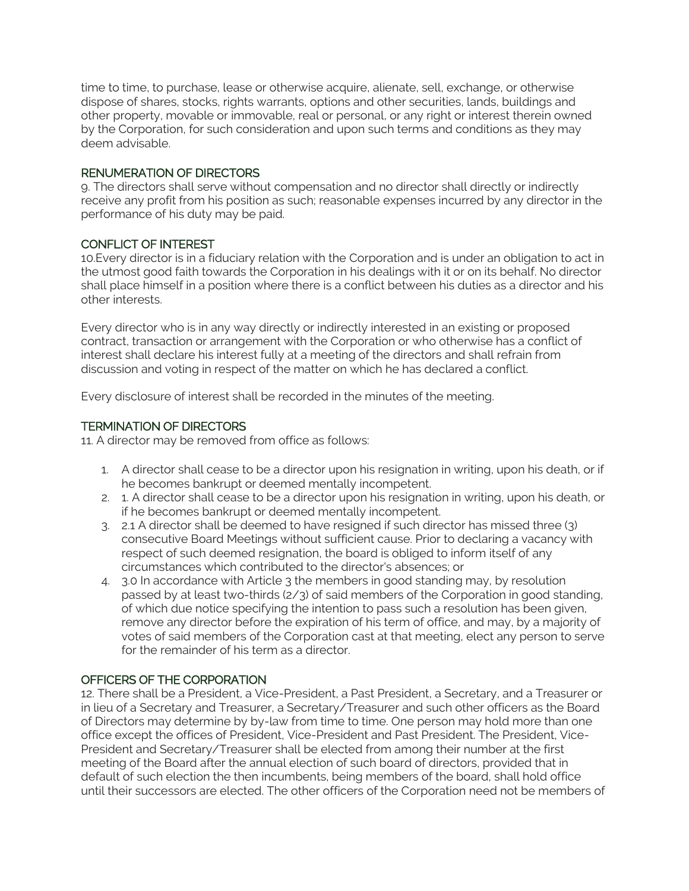time to time, to purchase, lease or otherwise acquire, alienate, sell, exchange, or otherwise dispose of shares, stocks, rights warrants, options and other securities, lands, buildings and other property, movable or immovable, real or personal, or any right or interest therein owned by the Corporation, for such consideration and upon such terms and conditions as they may deem advisable.

## RENUMERATION OF DIRECTORS

9. The directors shall serve without compensation and no director shall directly or indirectly receive any profit from his position as such; reasonable expenses incurred by any director in the performance of his duty may be paid.

## CONFLICT OF INTEREST

10.Every director is in a fiduciary relation with the Corporation and is under an obligation to act in the utmost good faith towards the Corporation in his dealings with it or on its behalf. No director shall place himself in a position where there is a conflict between his duties as a director and his other interests.

Every director who is in any way directly or indirectly interested in an existing or proposed contract, transaction or arrangement with the Corporation or who otherwise has a conflict of interest shall declare his interest fully at a meeting of the directors and shall refrain from discussion and voting in respect of the matter on which he has declared a conflict.

Every disclosure of interest shall be recorded in the minutes of the meeting.

## TERMINATION OF DIRECTORS

11. A director may be removed from office as follows:

1. A director shall cease to be a director upon his resignation in writing, upon his death, or if he becomes bankrupt or deemed mentally incompetent.
2. 1. A director shall cease to be a director upon his resignation in writing, upon his death, or if he becomes bankrupt or deemed mentally incompetent.
3. 2.1 A director shall be deemed to have resigned if such director has missed three (3) consecutive Board Meetings without sufficient cause. Prior to declaring a vacancy with respect of such deemed resignation, the board is obliged to inform itself of any circumstances which contributed to the director's absences; or
4. 3.0 In accordance with Article 3 the members in good standing may, by resolution passed by at least two-thirds (2/3) of said members of the Corporation in good standing, of which due notice specifying the intention to pass such a resolution has been given, remove any director before the expiration of his term of office, and may, by a majority of votes of said members of the Corporation cast at that meeting, elect any person to serve for the remainder of his term as a director.

## OFFICERS OF THE CORPORATION

12. There shall be a President, a Vice-President, a Past President, a Secretary, and a Treasurer or in lieu of a Secretary and Treasurer, a Secretary/Treasurer and such other officers as the Board of Directors may determine by by-law from time to time. One person may hold more than one office except the offices of President, Vice-President and Past President. The President, Vice-President and Secretary/Treasurer shall be elected from among their number at the first meeting of the Board after the annual election of such board of directors, provided that in default of such election the then incumbents, being members of the board, shall hold office until their successors are elected. The other officers of the Corporation need not be members of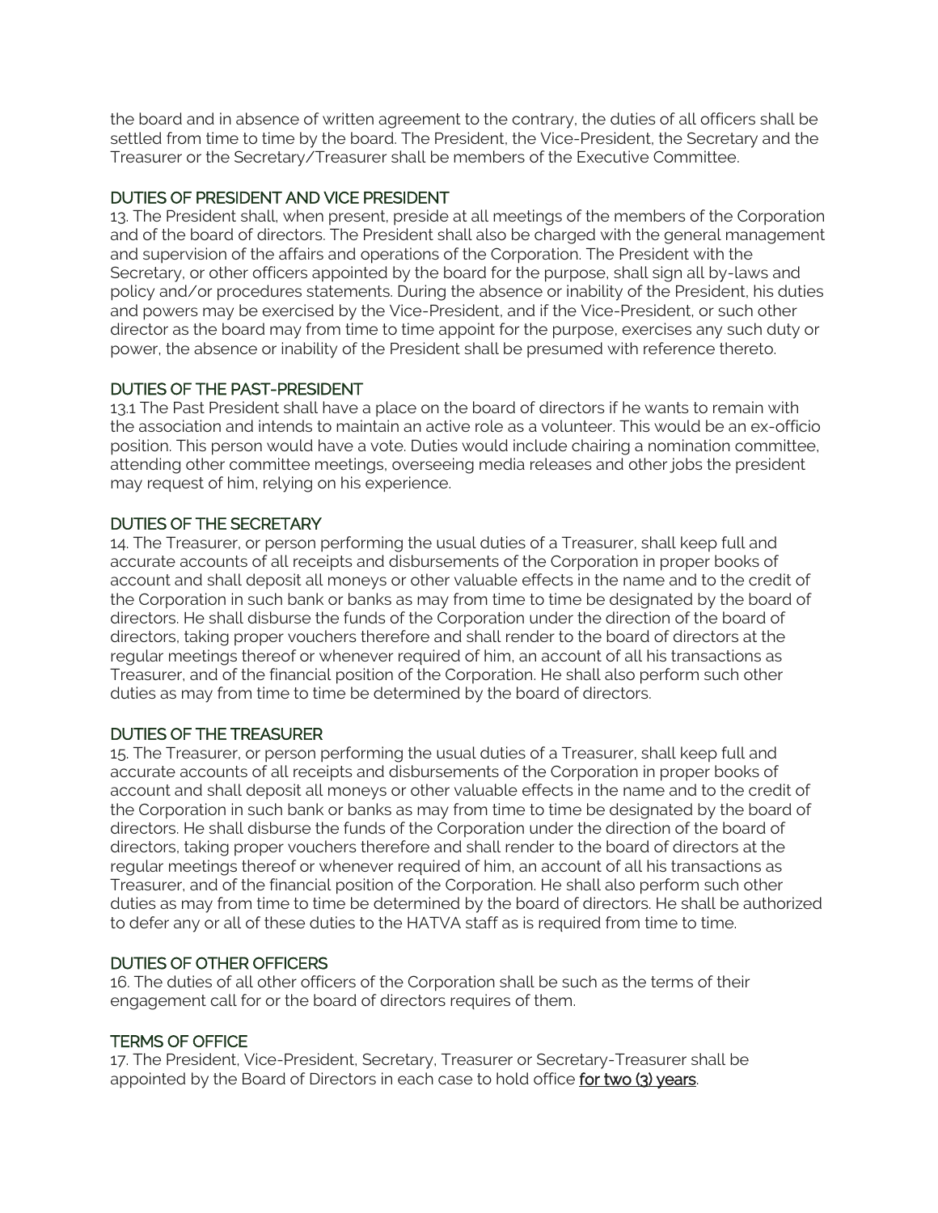the board and in absence of written agreement to the contrary, the duties of all officers shall be settled from time to time by the board. The President, the Vice-President, the Secretary and the Treasurer or the Secretary/Treasurer shall be members of the Executive Committee.

## DUTIES OF PRESIDENT AND VICE PRESIDENT

13. The President shall, when present, preside at all meetings of the members of the Corporation and of the board of directors. The President shall also be charged with the general management and supervision of the affairs and operations of the Corporation. The President with the Secretary, or other officers appointed by the board for the purpose, shall sign all by-laws and policy and/or procedures statements. During the absence or inability of the President, his duties and powers may be exercised by the Vice-President, and if the Vice-President, or such other director as the board may from time to time appoint for the purpose, exercises any such duty or power, the absence or inability of the President shall be presumed with reference thereto.

## DUTIES OF THE PAST-PRESIDENT

13.1 The Past President shall have a place on the board of directors if he wants to remain with the association and intends to maintain an active role as a volunteer. This would be an ex-officio position. This person would have a vote. Duties would include chairing a nomination committee, attending other committee meetings, overseeing media releases and other jobs the president may request of him, relying on his experience.

## DUTIES OF THE SECRETARY

14. The Treasurer, or person performing the usual duties of a Treasurer, shall keep full and accurate accounts of all receipts and disbursements of the Corporation in proper books of account and shall deposit all moneys or other valuable effects in the name and to the credit of the Corporation in such bank or banks as may from time to time be designated by the board of directors. He shall disburse the funds of the Corporation under the direction of the board of directors, taking proper vouchers therefore and shall render to the board of directors at the regular meetings thereof or whenever required of him, an account of all his transactions as Treasurer, and of the financial position of the Corporation. He shall also perform such other duties as may from time to time be determined by the board of directors.

## DUTIES OF THE TREASURER

15. The Treasurer, or person performing the usual duties of a Treasurer, shall keep full and accurate accounts of all receipts and disbursements of the Corporation in proper books of account and shall deposit all moneys or other valuable effects in the name and to the credit of the Corporation in such bank or banks as may from time to time be designated by the board of directors. He shall disburse the funds of the Corporation under the direction of the board of directors, taking proper vouchers therefore and shall render to the board of directors at the regular meetings thereof or whenever required of him, an account of all his transactions as Treasurer, and of the financial position of the Corporation. He shall also perform such other duties as may from time to time be determined by the board of directors. He shall be authorized to defer any or all of these duties to the HATVA staff as is required from time to time.

## DUTIES OF OTHER OFFICERS

16. The duties of all other officers of the Corporation shall be such as the terms of their engagement call for or the board of directors requires of them.

## TERMS OF OFFICE

17. The President, Vice-President, Secretary, Treasurer or Secretary-Treasurer shall be appointed by the Board of Directors in each case to hold office **for two (3) years**.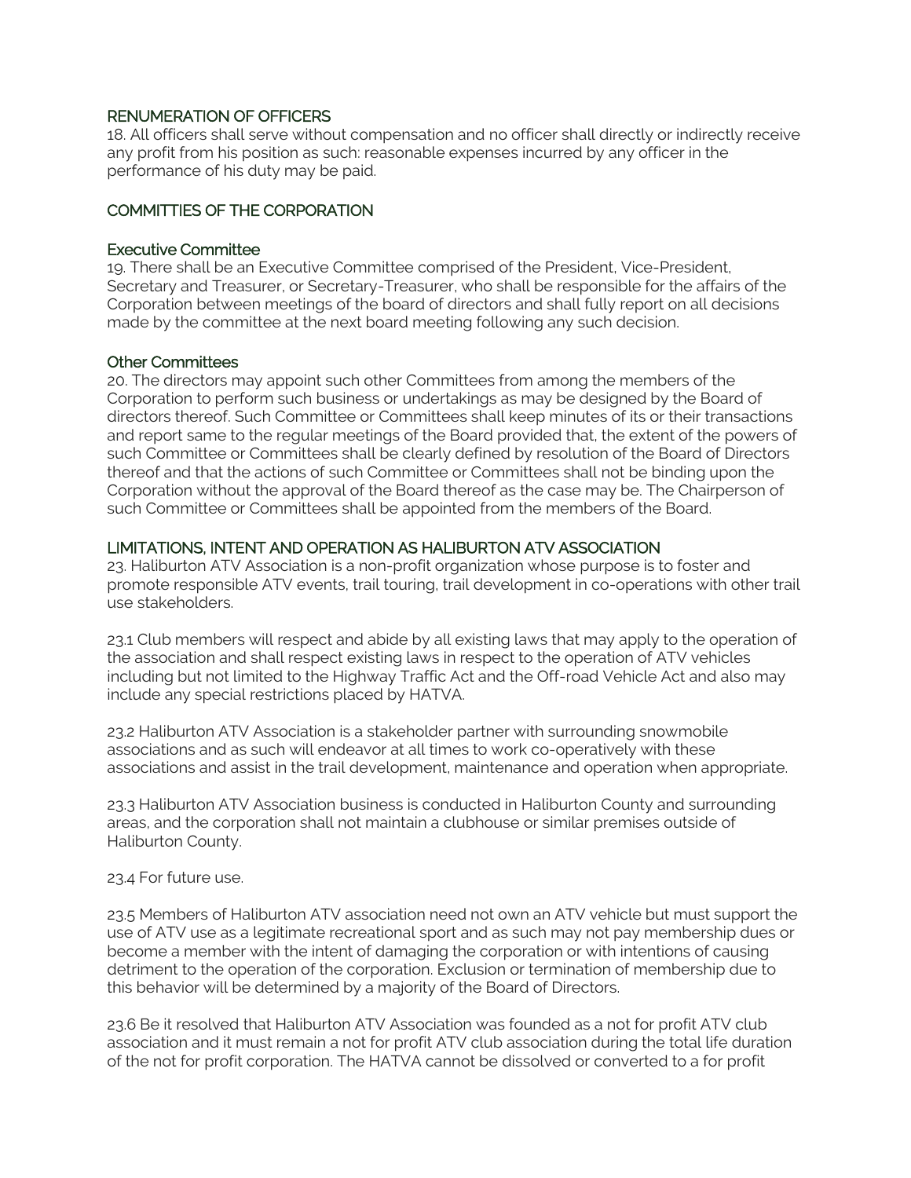## RENUMERATION OF OFFICERS

18. All officers shall serve without compensation and no officer shall directly or indirectly receive any profit from his position as such: reasonable expenses incurred by any officer in the performance of his duty may be paid.

## COMMITTIES OF THE CORPORATION

### Executive Committee

19. There shall be an Executive Committee comprised of the President, Vice-President, Secretary and Treasurer, or Secretary-Treasurer, who shall be responsible for the affairs of the Corporation between meetings of the board of directors and shall fully report on all decisions made by the committee at the next board meeting following any such decision.

### Other Committees

20. The directors may appoint such other Committees from among the members of the Corporation to perform such business or undertakings as may be designed by the Board of directors thereof. Such Committee or Committees shall keep minutes of its or their transactions and report same to the regular meetings of the Board provided that, the extent of the powers of such Committee or Committees shall be clearly defined by resolution of the Board of Directors thereof and that the actions of such Committee or Committees shall not be binding upon the Corporation without the approval of the Board thereof as the case may be. The Chairperson of such Committee or Committees shall be appointed from the members of the Board.

## LIMITATIONS, INTENT AND OPERATION AS HALIBURTON ATV ASSOCIATION

23. Haliburton ATV Association is a non-profit organization whose purpose is to foster and promote responsible ATV events, trail touring, trail development in co-operations with other trail use stakeholders.

23.1 Club members will respect and abide by all existing laws that may apply to the operation of the association and shall respect existing laws in respect to the operation of ATV vehicles including but not limited to the Highway Traffic Act and the Off-road Vehicle Act and also may include any special restrictions placed by HATVA.

23.2 Haliburton ATV Association is a stakeholder partner with surrounding snowmobile associations and as such will endeavor at all times to work co-operatively with these associations and assist in the trail development, maintenance and operation when appropriate.

23.3 Haliburton ATV Association business is conducted in Haliburton County and surrounding areas, and the corporation shall not maintain a clubhouse or similar premises outside of Haliburton County.

23.4 For future use.

23.5 Members of Haliburton ATV association need not own an ATV vehicle but must support the use of ATV use as a legitimate recreational sport and as such may not pay membership dues or become a member with the intent of damaging the corporation or with intentions of causing detriment to the operation of the corporation. Exclusion or termination of membership due to this behavior will be determined by a majority of the Board of Directors.

23.6 Be it resolved that Haliburton ATV Association was founded as a not for profit ATV club association and it must remain a not for profit ATV club association during the total life duration of the not for profit corporation. The HATVA cannot be dissolved or converted to a for profit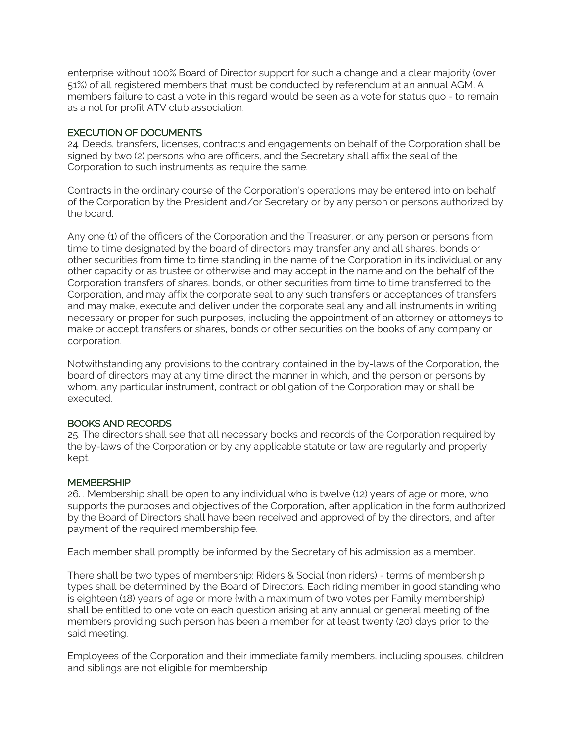enterprise without 100% Board of Director support for such a change and a clear majority (over 51%) of all registered members that must be conducted by referendum at an annual AGM. A members failure to cast a vote in this regard would be seen as a vote for status quo - to remain as a not for profit ATV club association.

## EXECUTION OF DOCUMENTS

24. Deeds, transfers, licenses, contracts and engagements on behalf of the Corporation shall be signed by two (2) persons who are officers, and the Secretary shall affix the seal of the Corporation to such instruments as require the same.

Contracts in the ordinary course of the Corporation's operations may be entered into on behalf of the Corporation by the President and/or Secretary or by any person or persons authorized by the board.

Any one (1) of the officers of the Corporation and the Treasurer, or any person or persons from time to time designated by the board of directors may transfer any and all shares, bonds or other securities from time to time standing in the name of the Corporation in its individual or any other capacity or as trustee or otherwise and may accept in the name and on the behalf of the Corporation transfers of shares, bonds, or other securities from time to time transferred to the Corporation, and may affix the corporate seal to any such transfers or acceptances of transfers and may make, execute and deliver under the corporate seal any and all instruments in writing necessary or proper for such purposes, including the appointment of an attorney or attorneys to make or accept transfers or shares, bonds or other securities on the books of any company or corporation.

Notwithstanding any provisions to the contrary contained in the by-laws of the Corporation, the board of directors may at any time direct the manner in which, and the person or persons by whom, any particular instrument, contract or obligation of the Corporation may or shall be executed.

## BOOKS AND RECORDS

25. The directors shall see that all necessary books and records of the Corporation required by the by-laws of the Corporation or by any applicable statute or law are regularly and properly kept.

## MEMBERSHIP

26. . Membership shall be open to any individual who is twelve (12) years of age or more, who supports the purposes and objectives of the Corporation, after application in the form authorized by the Board of Directors shall have been received and approved of by the directors, and after payment of the required membership fee.

Each member shall promptly be informed by the Secretary of his admission as a member.

There shall be two types of membership: Riders & Social (non riders) - terms of membership types shall be determined by the Board of Directors. Each riding member in good standing who is eighteen (18) years of age or more (with a maximum of two votes per Family membership) shall be entitled to one vote on each question arising at any annual or general meeting of the members providing such person has been a member for at least twenty (20) days prior to the said meeting.

Employees of the Corporation and their immediate family members, including spouses, children and siblings are not eligible for membership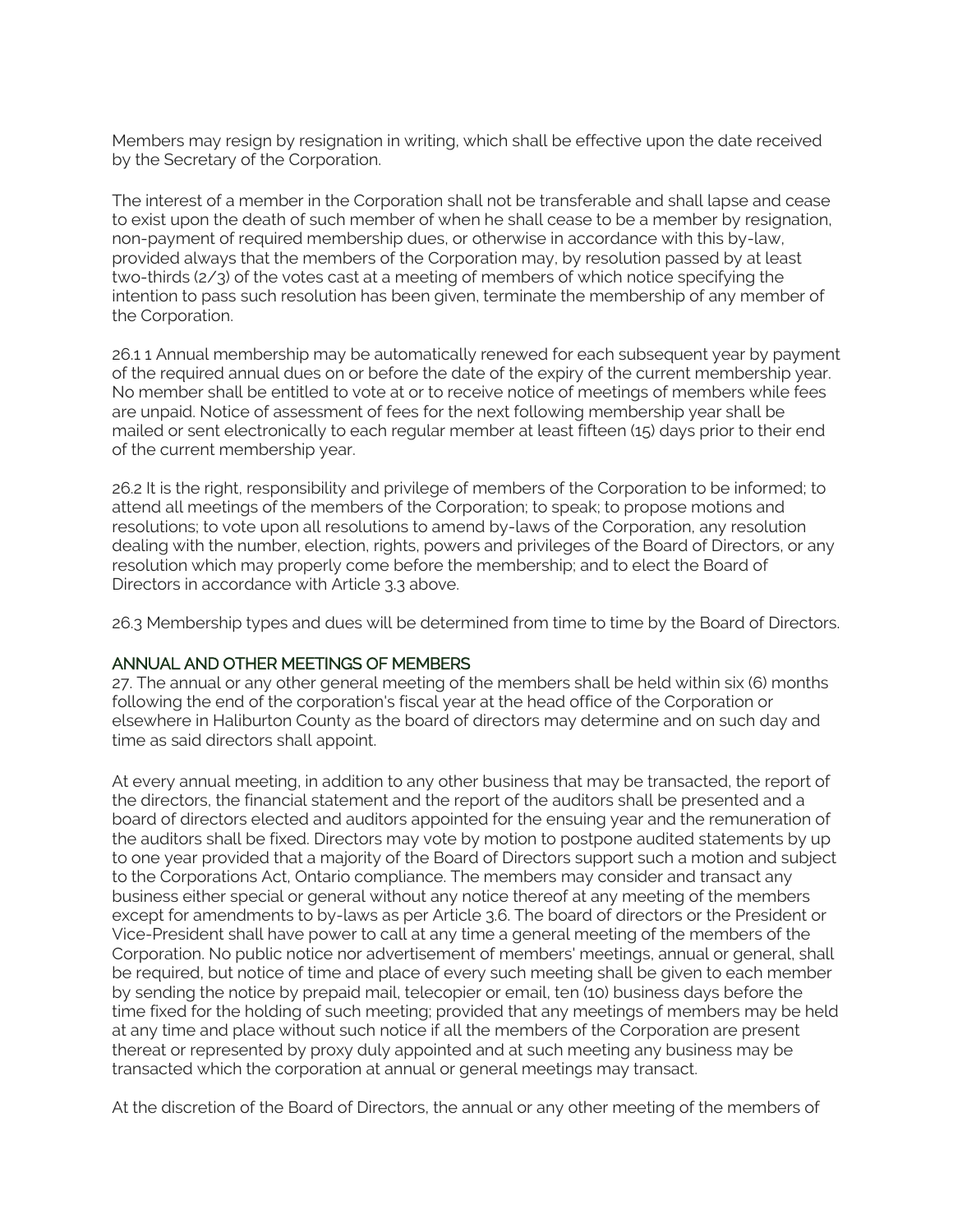Members may resign by resignation in writing, which shall be effective upon the date received by the Secretary of the Corporation.

The interest of a member in the Corporation shall not be transferable and shall lapse and cease to exist upon the death of such member of when he shall cease to be a member by resignation, non-payment of required membership dues, or otherwise in accordance with this by-law, provided always that the members of the Corporation may, by resolution passed by at least two-thirds (2/3) of the votes cast at a meeting of members of which notice specifying the intention to pass such resolution has been given, terminate the membership of any member of the Corporation.

26.1 1 Annual membership may be automatically renewed for each subsequent year by payment of the required annual dues on or before the date of the expiry of the current membership year. No member shall be entitled to vote at or to receive notice of meetings of members while fees are unpaid. Notice of assessment of fees for the next following membership year shall be mailed or sent electronically to each regular member at least fifteen (15) days prior to their end of the current membership year.

26.2 It is the right, responsibility and privilege of members of the Corporation to be informed; to attend all meetings of the members of the Corporation; to speak; to propose motions and resolutions; to vote upon all resolutions to amend by-laws of the Corporation, any resolution dealing with the number, election, rights, powers and privileges of the Board of Directors, or any resolution which may properly come before the membership; and to elect the Board of Directors in accordance with Article 3.3 above.

26.3 Membership types and dues will be determined from time to time by the Board of Directors.

## ANNUAL AND OTHER MEETINGS OF MEMBERS

27. The annual or any other general meeting of the members shall be held within six (6) months following the end of the corporation's fiscal year at the head office of the Corporation or elsewhere in Haliburton County as the board of directors may determine and on such day and time as said directors shall appoint.

At every annual meeting, in addition to any other business that may be transacted, the report of the directors, the financial statement and the report of the auditors shall be presented and a board of directors elected and auditors appointed for the ensuing year and the remuneration of the auditors shall be fixed. Directors may vote by motion to postpone audited statements by up to one year provided that a majority of the Board of Directors support such a motion and subject to the Corporations Act, Ontario compliance. The members may consider and transact any business either special or general without any notice thereof at any meeting of the members except for amendments to by-laws as per Article 3.6. The board of directors or the President or Vice-President shall have power to call at any time a general meeting of the members of the Corporation. No public notice nor advertisement of members' meetings, annual or general, shall be required, but notice of time and place of every such meeting shall be given to each member by sending the notice by prepaid mail, telecopier or email, ten (10) business days before the time fixed for the holding of such meeting; provided that any meetings of members may be held at any time and place without such notice if all the members of the Corporation are present thereat or represented by proxy duly appointed and at such meeting any business may be transacted which the corporation at annual or general meetings may transact.

At the discretion of the Board of Directors, the annual or any other meeting of the members of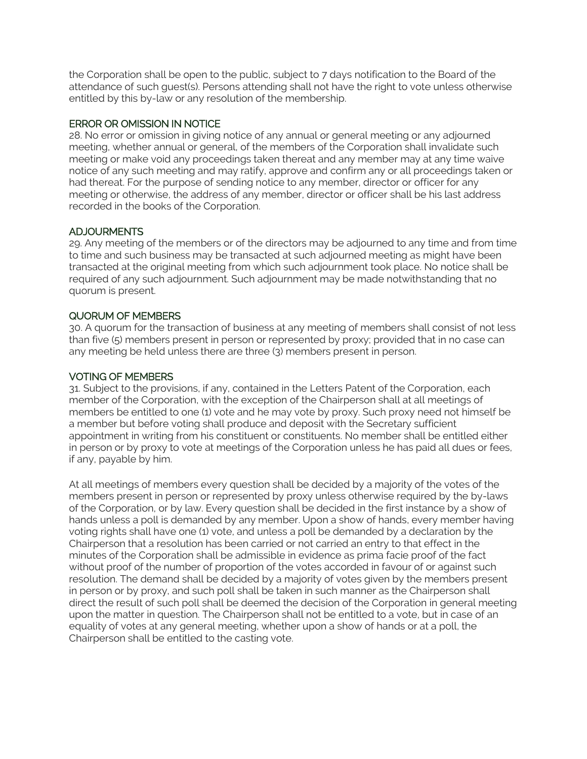the Corporation shall be open to the public, subject to 7 days notification to the Board of the attendance of such guest(s). Persons attending shall not have the right to vote unless otherwise entitled by this by-law or any resolution of the membership.

### ERROR OR OMISSION IN NOTICE

28. No error or omission in giving notice of any annual or general meeting or any adjourned meeting, whether annual or general, of the members of the Corporation shall invalidate such meeting or make void any proceedings taken thereat and any member may at any time waive notice of any such meeting and may ratify, approve and confirm any or all proceedings taken or had thereat. For the purpose of sending notice to any member, director or officer for any meeting or otherwise, the address of any member, director or officer shall be his last address recorded in the books of the Corporation.

### ADJOURMENTS

29. Any meeting of the members or of the directors may be adjourned to any time and from time to time and such business may be transacted at such adjourned meeting as might have been transacted at the original meeting from which such adjournment took place. No notice shall be required of any such adjournment. Such adjournment may be made notwithstanding that no quorum is present.

### QUORUM OF MEMBERS

30. A quorum for the transaction of business at any meeting of members shall consist of not less than five (5) members present in person or represented by proxy; provided that in no case can any meeting be held unless there are three (3) members present in person.

### VOTING OF MEMBERS

31. Subject to the provisions, if any, contained in the Letters Patent of the Corporation, each member of the Corporation, with the exception of the Chairperson shall at all meetings of members be entitled to one (1) vote and he may vote by proxy. Such proxy need not himself be a member but before voting shall produce and deposit with the Secretary sufficient appointment in writing from his constituent or constituents. No member shall be entitled either in person or by proxy to vote at meetings of the Corporation unless he has paid all dues or fees, if any, payable by him.

At all meetings of members every question shall be decided by a majority of the votes of the members present in person or represented by proxy unless otherwise required by the by-laws of the Corporation, or by law. Every question shall be decided in the first instance by a show of hands unless a poll is demanded by any member. Upon a show of hands, every member having voting rights shall have one (1) vote, and unless a poll be demanded by a declaration by the Chairperson that a resolution has been carried or not carried an entry to that effect in the minutes of the Corporation shall be admissible in evidence as prima facie proof of the fact without proof of the number of proportion of the votes accorded in favour of or against such resolution. The demand shall be decided by a majority of votes given by the members present in person or by proxy, and such poll shall be taken in such manner as the Chairperson shall direct the result of such poll shall be deemed the decision of the Corporation in general meeting upon the matter in question. The Chairperson shall not be entitled to a vote, but in case of an equality of votes at any general meeting, whether upon a show of hands or at a poll, the Chairperson shall be entitled to the casting vote.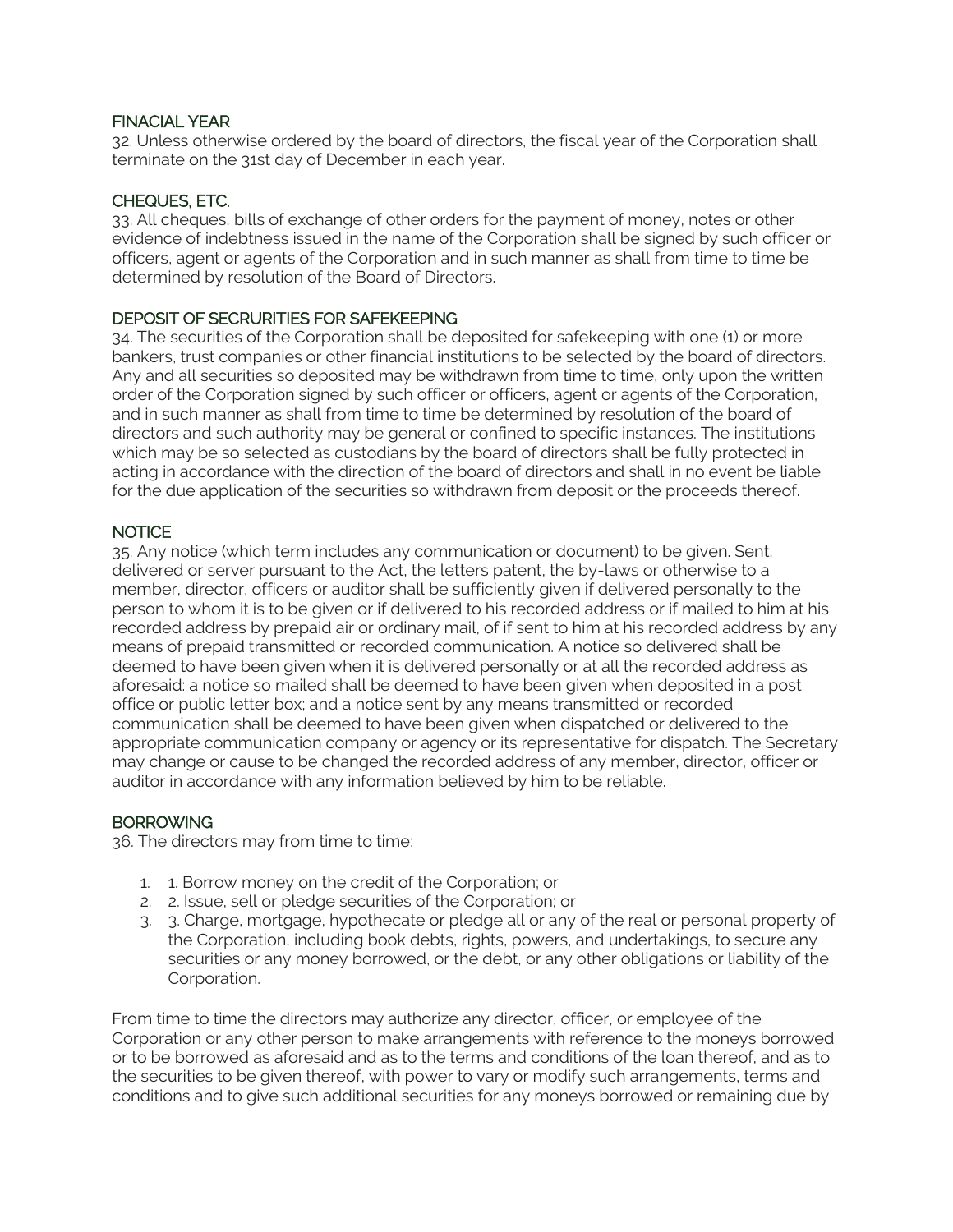## FINACIAL YEAR

32. Unless otherwise ordered by the board of directors, the fiscal year of the Corporation shall terminate on the 31st day of December in each year.

## CHEQUES, ETC.

33. All cheques, bills of exchange of other orders for the payment of money, notes or other evidence of indebtness issued in the name of the Corporation shall be signed by such officer or officers, agent or agents of the Corporation and in such manner as shall from time to time be determined by resolution of the Board of Directors.

## DEPOSIT OF SECRURITIES FOR SAFEKEEPING

34. The securities of the Corporation shall be deposited for safekeeping with one (1) or more bankers, trust companies or other financial institutions to be selected by the board of directors. Any and all securities so deposited may be withdrawn from time to time, only upon the written order of the Corporation signed by such officer or officers, agent or agents of the Corporation, and in such manner as shall from time to time be determined by resolution of the board of directors and such authority may be general or confined to specific instances. The institutions which may be so selected as custodians by the board of directors shall be fully protected in acting in accordance with the direction of the board of directors and shall in no event be liable for the due application of the securities so withdrawn from deposit or the proceeds thereof.

## NOTICE

35. Any notice (which term includes any communication or document) to be given. Sent, delivered or server pursuant to the Act, the letters patent, the by-laws or otherwise to a member, director, officers or auditor shall be sufficiently given if delivered personally to the person to whom it is to be given or if delivered to his recorded address or if mailed to him at his recorded address by prepaid air or ordinary mail, of if sent to him at his recorded address by any means of prepaid transmitted or recorded communication. A notice so delivered shall be deemed to have been given when it is delivered personally or at all the recorded address as aforesaid: a notice so mailed shall be deemed to have been given when deposited in a post office or public letter box; and a notice sent by any means transmitted or recorded communication shall be deemed to have been given when dispatched or delivered to the appropriate communication company or agency or its representative for dispatch. The Secretary may change or cause to be changed the recorded address of any member, director, officer or auditor in accordance with any information believed by him to be reliable.

## BORROWING

36. The directors may from time to time:

1. 1. Borrow money on the credit of the Corporation; or
2. 2. Issue, sell or pledge securities of the Corporation; or
3. 3. Charge, mortgage, hypothecate or pledge all or any of the real or personal property of the Corporation, including book debts, rights, powers, and undertakings, to secure any securities or any money borrowed, or the debt, or any other obligations or liability of the Corporation.

From time to time the directors may authorize any director, officer, or employee of the Corporation or any other person to make arrangements with reference to the moneys borrowed or to be borrowed as aforesaid and as to the terms and conditions of the loan thereof, and as to the securities to be given thereof, with power to vary or modify such arrangements, terms and conditions and to give such additional securities for any moneys borrowed or remaining due by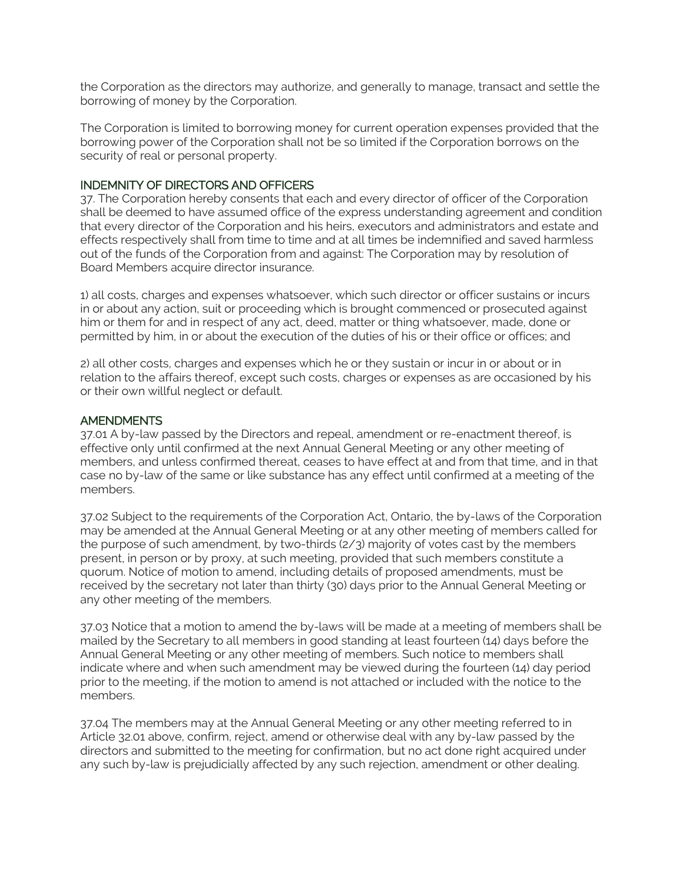the Corporation as the directors may authorize, and generally to manage, transact and settle the borrowing of money by the Corporation.

The Corporation is limited to borrowing money for current operation expenses provided that the borrowing power of the Corporation shall not be so limited if the Corporation borrows on the security of real or personal property.

## INDEMNITY OF DIRECTORS AND OFFICERS

37. The Corporation hereby consents that each and every director of officer of the Corporation shall be deemed to have assumed office of the express understanding agreement and condition that every director of the Corporation and his heirs, executors and administrators and estate and effects respectively shall from time to time and at all times be indemnified and saved harmless out of the funds of the Corporation from and against: The Corporation may by resolution of Board Members acquire director insurance.

1) all costs, charges and expenses whatsoever, which such director or officer sustains or incurs in or about any action, suit or proceeding which is brought commenced or prosecuted against him or them for and in respect of any act, deed, matter or thing whatsoever, made, done or permitted by him, in or about the execution of the duties of his or their office or offices; and

2) all other costs, charges and expenses which he or they sustain or incur in or about or in relation to the affairs thereof, except such costs, charges or expenses as are occasioned by his or their own willful neglect or default.

## AMENDMENTS

37.01 A by-law passed by the Directors and repeal, amendment or re-enactment thereof, is effective only until confirmed at the next Annual General Meeting or any other meeting of members, and unless confirmed thereat, ceases to have effect at and from that time, and in that case no by-law of the same or like substance has any effect until confirmed at a meeting of the members.

37.02 Subject to the requirements of the Corporation Act, Ontario, the by-laws of the Corporation may be amended at the Annual General Meeting or at any other meeting of members called for the purpose of such amendment, by two-thirds (2/3) majority of votes cast by the members present, in person or by proxy, at such meeting, provided that such members constitute a quorum. Notice of motion to amend, including details of proposed amendments, must be received by the secretary not later than thirty (30) days prior to the Annual General Meeting or any other meeting of the members.

37.03 Notice that a motion to amend the by-laws will be made at a meeting of members shall be mailed by the Secretary to all members in good standing at least fourteen (14) days before the Annual General Meeting or any other meeting of members. Such notice to members shall indicate where and when such amendment may be viewed during the fourteen (14) day period prior to the meeting, if the motion to amend is not attached or included with the notice to the members.

37.04 The members may at the Annual General Meeting or any other meeting referred to in Article 32.01 above, confirm, reject, amend or otherwise deal with any by-law passed by the directors and submitted to the meeting for confirmation, but no act done right acquired under any such by-law is prejudicially affected by any such rejection, amendment or other dealing.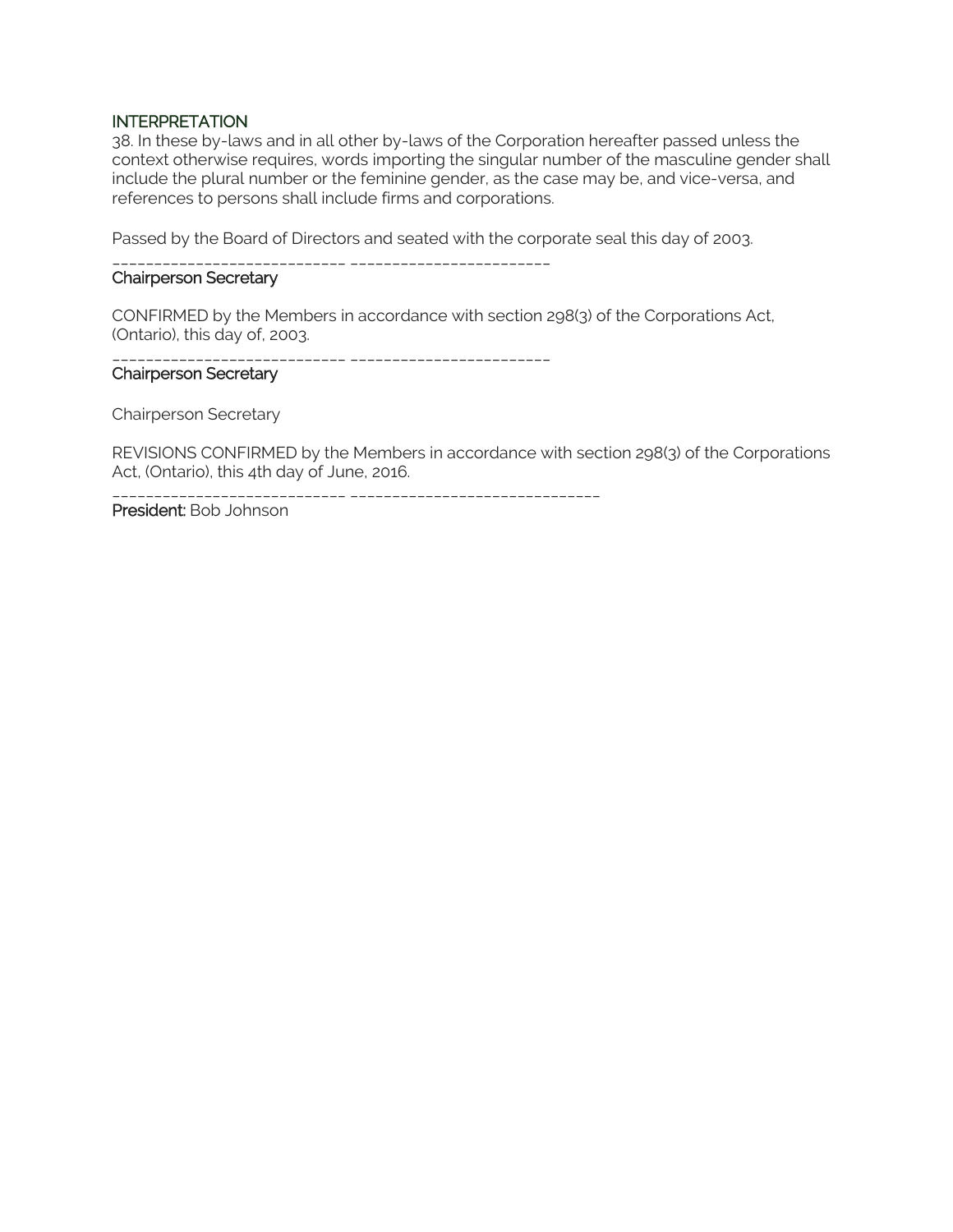## INTERPRETATION

38. In these by-laws and in all other by-laws of the Corporation hereafter passed unless the context otherwise requires, words importing the singular number of the masculine gender shall include the plural number or the feminine gender, as the case may be, and vice-versa, and references to persons shall include firms and corporations.

Passed by the Board of Directors and seated with the corporate seal this day of 2003.

\_\_\_\_\_\_\_\_\_\_\_\_\_\_\_\_\_\_\_\_\_\_\_\_\_\_\_\_ \_\_\_\_\_\_\_\_\_\_\_\_\_\_\_\_\_\_\_\_\_\_\_\_\_

**Chairperson Secretary**

CONFIRMED by the Members in accordance with section 298(3) of the Corporations Act, (Ontario), this day of, 2003.

\_\_\_\_\_\_\_\_\_\_\_\_\_\_\_\_\_\_\_\_\_\_\_\_\_\_\_\_ \_\_\_\_\_\_\_\_\_\_\_\_\_\_\_\_\_\_\_\_\_\_\_\_\_

**Chairperson Secretary**

Chairperson Secretary

REVISIONS CONFIRMED by the Members in accordance with section 298(3) of the Corporations Act, (Ontario), this 4th day of June, 2016.

\_\_\_\_\_\_\_\_\_\_\_\_\_\_\_\_\_\_\_\_\_\_\_\_\_\_\_\_ \_\_\_\_\_\_\_\_\_\_\_\_\_\_\_\_\_\_\_\_\_\_\_\_\_\_\_\_\_\_\_

**President:** Bob Johnson